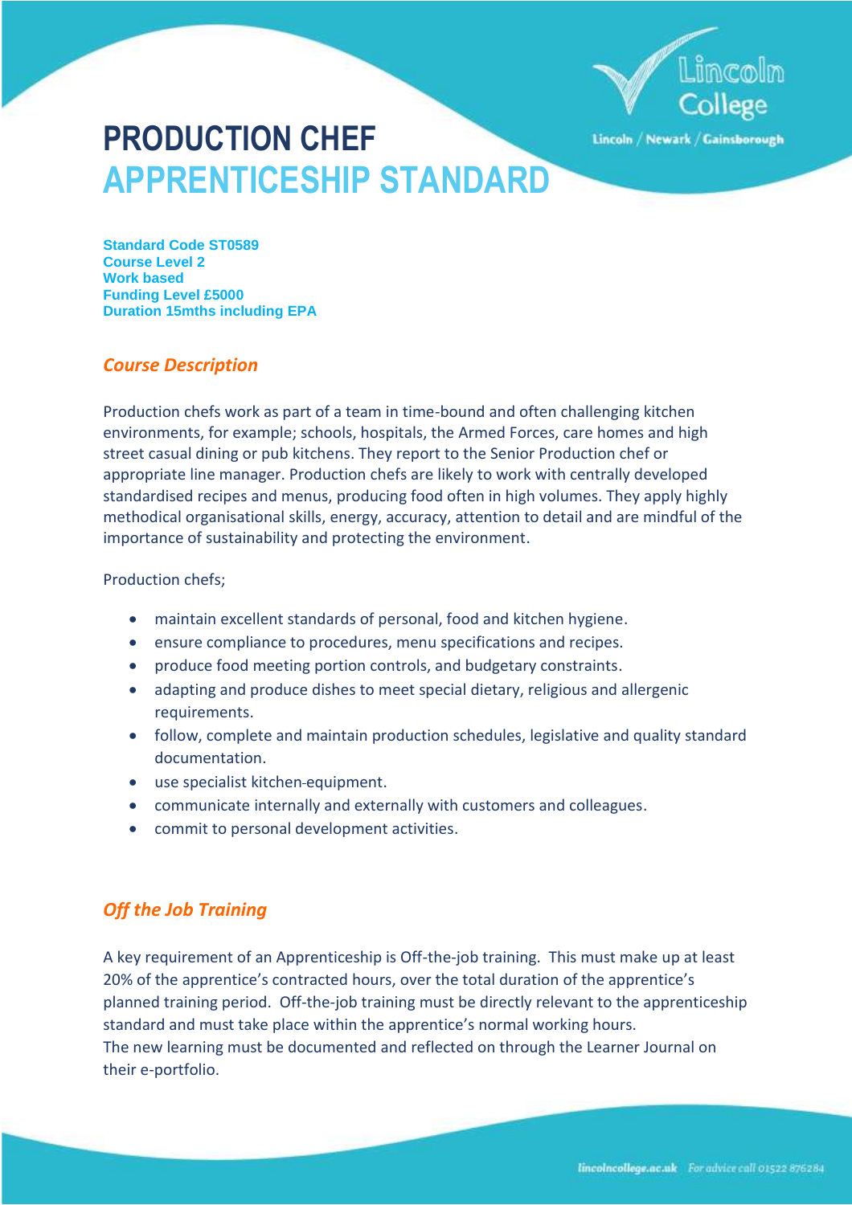# PRODUCTION CHEF
# APPRENTICESHIP STANDARD

**Standard Code ST0589**
**Course Level 2**
**Work based**
**Funding Level £5000**
**Duration 15mths including EPA**

## *Course Description*

Production chefs work as part of a team in time-bound and often challenging kitchen environments, for example; schools, hospitals, the Armed Forces, care homes and high street casual dining or pub kitchens. They report to the Senior Production chef or appropriate line manager. Production chefs are likely to work with centrally developed standardised recipes and menus, producing food often in high volumes. They apply highly methodical organisational skills, energy, accuracy, attention to detail and are mindful of the importance of sustainability and protecting the environment.

Production chefs;

- maintain excellent standards of personal, food and kitchen hygiene.
- ensure compliance to procedures, menu specifications and recipes.
- produce food meeting portion controls, and budgetary constraints.
- adapting and produce dishes to meet special dietary, religious and allergenic requirements.
- follow, complete and maintain production schedules, legislative and quality standard documentation.
- use specialist kitchen-equipment.
- communicate internally and externally with customers and colleagues.
- commit to personal development activities.

## *Off the Job Training*

A key requirement of an Apprenticeship is Off-the-job training. This must make up at least 20% of the apprentice's contracted hours, over the total duration of the apprentice's planned training period. Off-the-job training must be directly relevant to the apprenticeship standard and must take place within the apprentice's normal working hours.
The new learning must be documented and reflected on through the Learner Journal on their e-portfolio.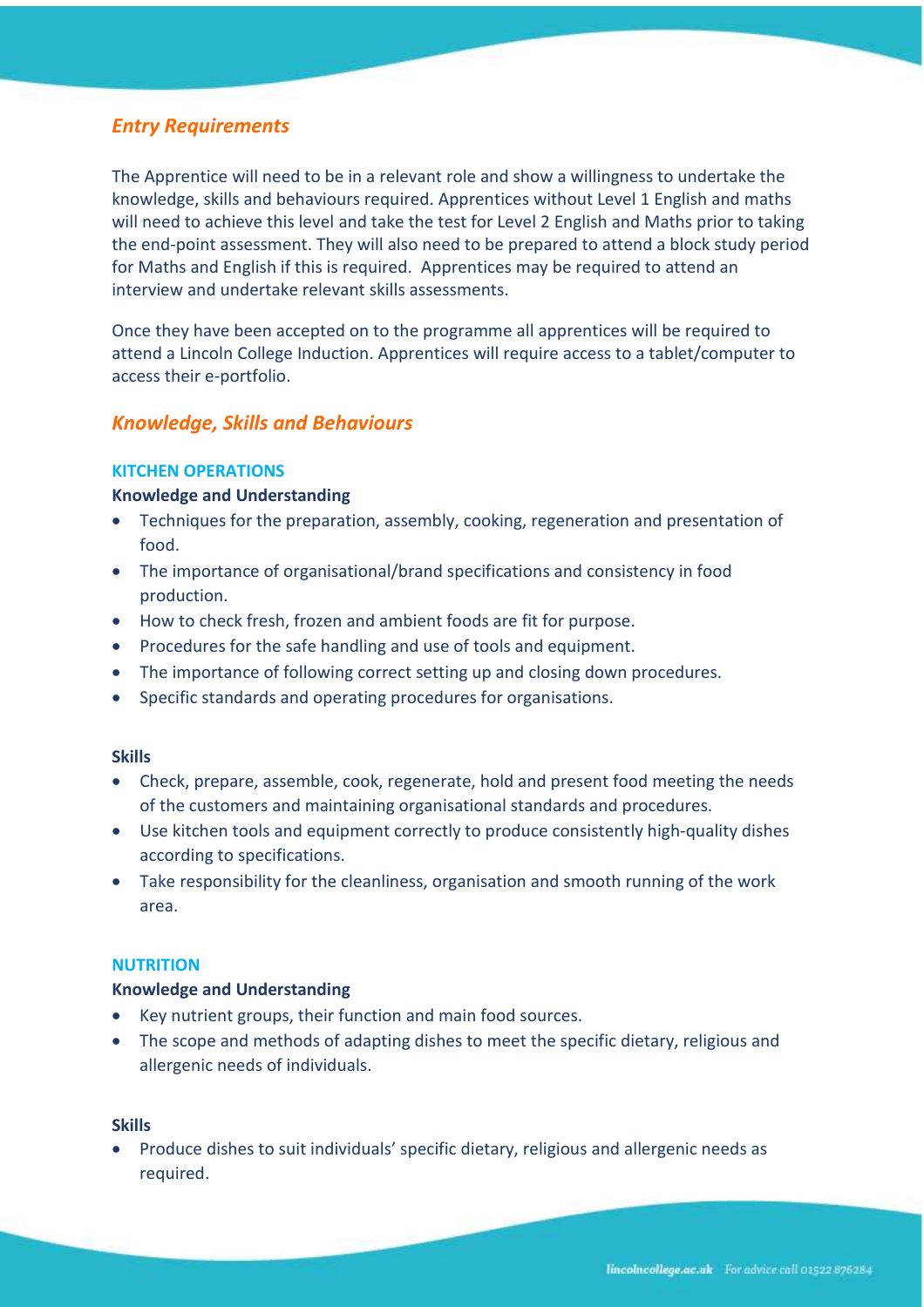## *Entry Requirements*

The Apprentice will need to be in a relevant role and show a willingness to undertake the knowledge, skills and behaviours required. Apprentices without Level 1 English and maths will need to achieve this level and take the test for Level 2 English and Maths prior to taking the end-point assessment. They will also need to be prepared to attend a block study period for Maths and English if this is required. Apprentices may be required to attend an interview and undertake relevant skills assessments.

Once they have been accepted on to the programme all apprentices will be required to attend a Lincoln College Induction. Apprentices will require access to a tablet/computer to access their e-portfolio.

## *Knowledge, Skills and Behaviours*

### KITCHEN OPERATIONS

**Knowledge and Understanding**

- Techniques for the preparation, assembly, cooking, regeneration and presentation of food.
- The importance of organisational/brand specifications and consistency in food production.
- How to check fresh, frozen and ambient foods are fit for purpose.
- Procedures for the safe handling and use of tools and equipment.
- The importance of following correct setting up and closing down procedures.
- Specific standards and operating procedures for organisations.

**Skills**

- Check, prepare, assemble, cook, regenerate, hold and present food meeting the needs of the customers and maintaining organisational standards and procedures.
- Use kitchen tools and equipment correctly to produce consistently high-quality dishes according to specifications.
- Take responsibility for the cleanliness, organisation and smooth running of the work area.

### NUTRITION

**Knowledge and Understanding**

- Key nutrient groups, their function and main food sources.
- The scope and methods of adapting dishes to meet the specific dietary, religious and allergenic needs of individuals.

**Skills**

- Produce dishes to suit individuals' specific dietary, religious and allergenic needs as required.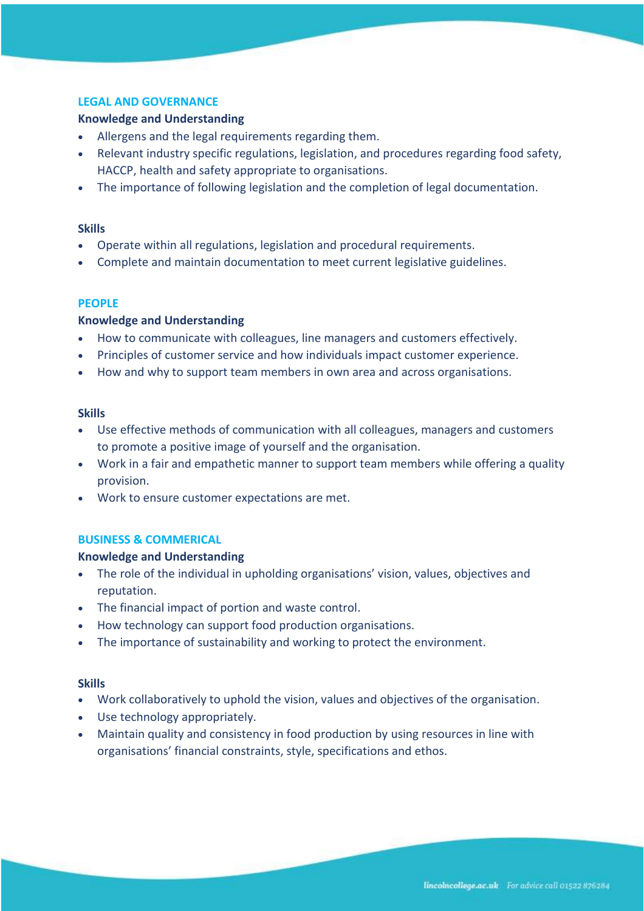## LEGAL AND GOVERNANCE

### Knowledge and Understanding

- Allergens and the legal requirements regarding them.
- Relevant industry specific regulations, legislation, and procedures regarding food safety, HACCP, health and safety appropriate to organisations.
- The importance of following legislation and the completion of legal documentation.

### Skills

- Operate within all regulations, legislation and procedural requirements.
- Complete and maintain documentation to meet current legislative guidelines.

## PEOPLE

### Knowledge and Understanding

- How to communicate with colleagues, line managers and customers effectively.
- Principles of customer service and how individuals impact customer experience.
- How and why to support team members in own area and across organisations.

### Skills

- Use effective methods of communication with all colleagues, managers and customers to promote a positive image of yourself and the organisation.
- Work in a fair and empathetic manner to support team members while offering a quality provision.
- Work to ensure customer expectations are met.

## BUSINESS & COMMERICAL

### Knowledge and Understanding

- The role of the individual in upholding organisations' vision, values, objectives and reputation.
- The financial impact of portion and waste control.
- How technology can support food production organisations.
- The importance of sustainability and working to protect the environment.

### Skills

- Work collaboratively to uphold the vision, values and objectives of the organisation.
- Use technology appropriately.
- Maintain quality and consistency in food production by using resources in line with organisations' financial constraints, style, specifications and ethos.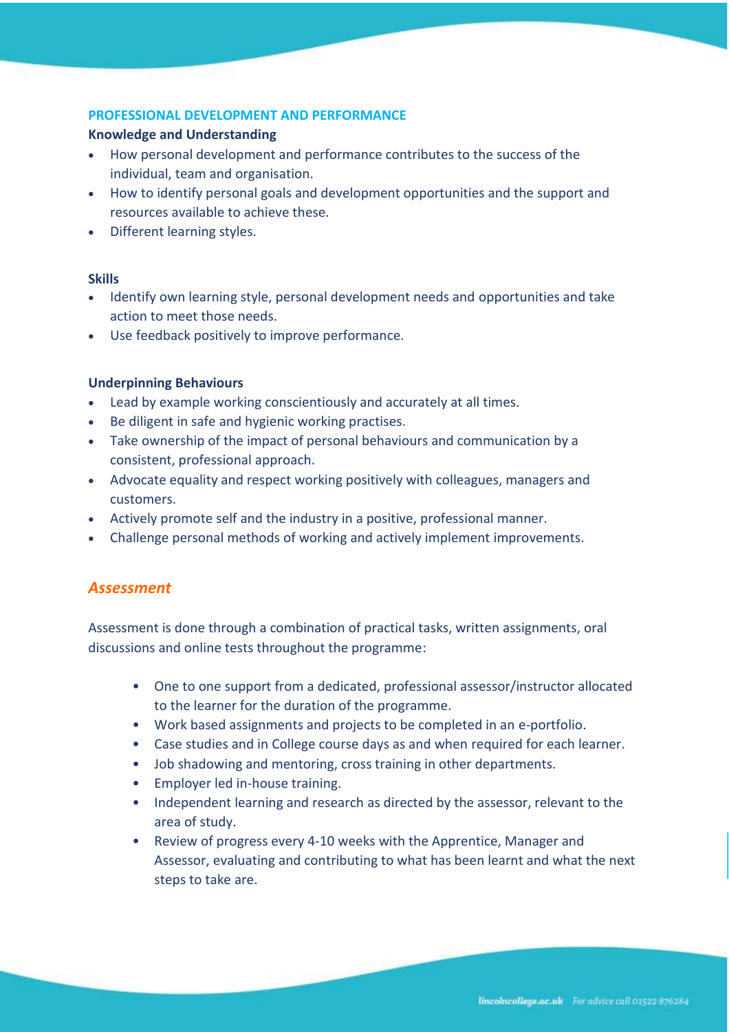## PROFESSIONAL DEVELOPMENT AND PERFORMANCE

**Knowledge and Understanding**

- How personal development and performance contributes to the success of the individual, team and organisation.
- How to identify personal goals and development opportunities and the support and resources available to achieve these.
- Different learning styles.

**Skills**

- Identify own learning style, personal development needs and opportunities and take action to meet those needs.
- Use feedback positively to improve performance.

**Underpinning Behaviours**

- Lead by example working conscientiously and accurately at all times.
- Be diligent in safe and hygienic working practises.
- Take ownership of the impact of personal behaviours and communication by a consistent, professional approach.
- Advocate equality and respect working positively with colleagues, managers and customers.
- Actively promote self and the industry in a positive, professional manner.
- Challenge personal methods of working and actively implement improvements.

## *Assessment*

Assessment is done through a combination of practical tasks, written assignments, oral discussions and online tests throughout the programme:

- One to one support from a dedicated, professional assessor/instructor allocated to the learner for the duration of the programme.
- Work based assignments and projects to be completed in an e-portfolio.
- Case studies and in College course days as and when required for each learner.
- Job shadowing and mentoring, cross training in other departments.
- Employer led in-house training.
- Independent learning and research as directed by the assessor, relevant to the area of study.
- Review of progress every 4-10 weeks with the Apprentice, Manager and Assessor, evaluating and contributing to what has been learnt and what the next steps to take are.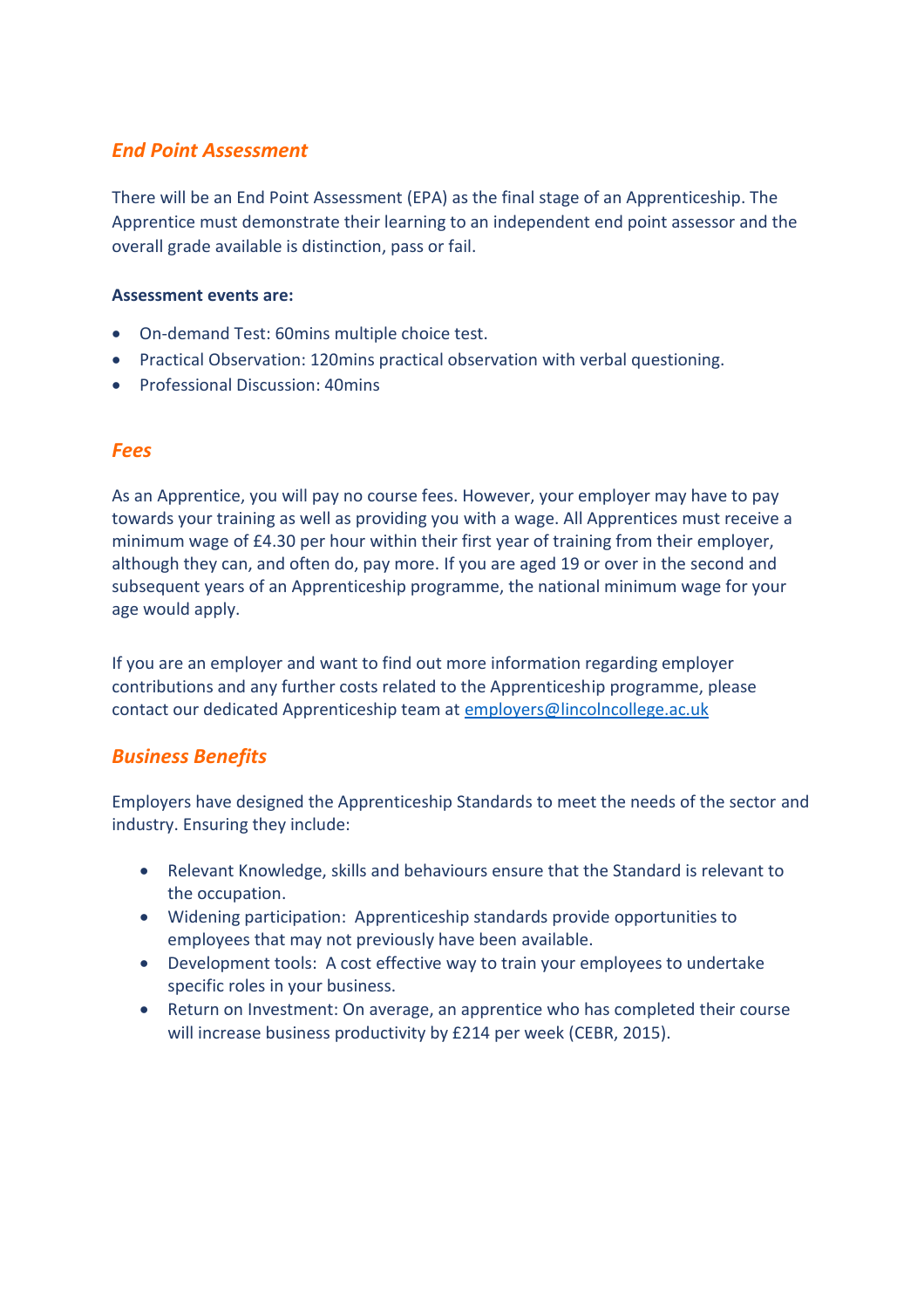## *End Point Assessment*

There will be an End Point Assessment (EPA) as the final stage of an Apprenticeship. The Apprentice must demonstrate their learning to an independent end point assessor and the overall grade available is distinction, pass or fail.

**Assessment events are:**

- On-demand Test: 60mins multiple choice test.
- Practical Observation: 120mins practical observation with verbal questioning.
- Professional Discussion: 40mins

## *Fees*

As an Apprentice, you will pay no course fees. However, your employer may have to pay towards your training as well as providing you with a wage. All Apprentices must receive a minimum wage of £4.30 per hour within their first year of training from their employer, although they can, and often do, pay more. If you are aged 19 or over in the second and subsequent years of an Apprenticeship programme, the national minimum wage for your age would apply.

If you are an employer and want to find out more information regarding employer contributions and any further costs related to the Apprenticeship programme, please contact our dedicated Apprenticeship team at employers@lincolncollege.ac.uk

## *Business Benefits*

Employers have designed the Apprenticeship Standards to meet the needs of the sector and industry. Ensuring they include:

- Relevant Knowledge, skills and behaviours ensure that the Standard is relevant to the occupation.
- Widening participation: Apprenticeship standards provide opportunities to employees that may not previously have been available.
- Development tools: A cost effective way to train your employees to undertake specific roles in your business.
- Return on Investment: On average, an apprentice who has completed their course will increase business productivity by £214 per week (CEBR, 2015).